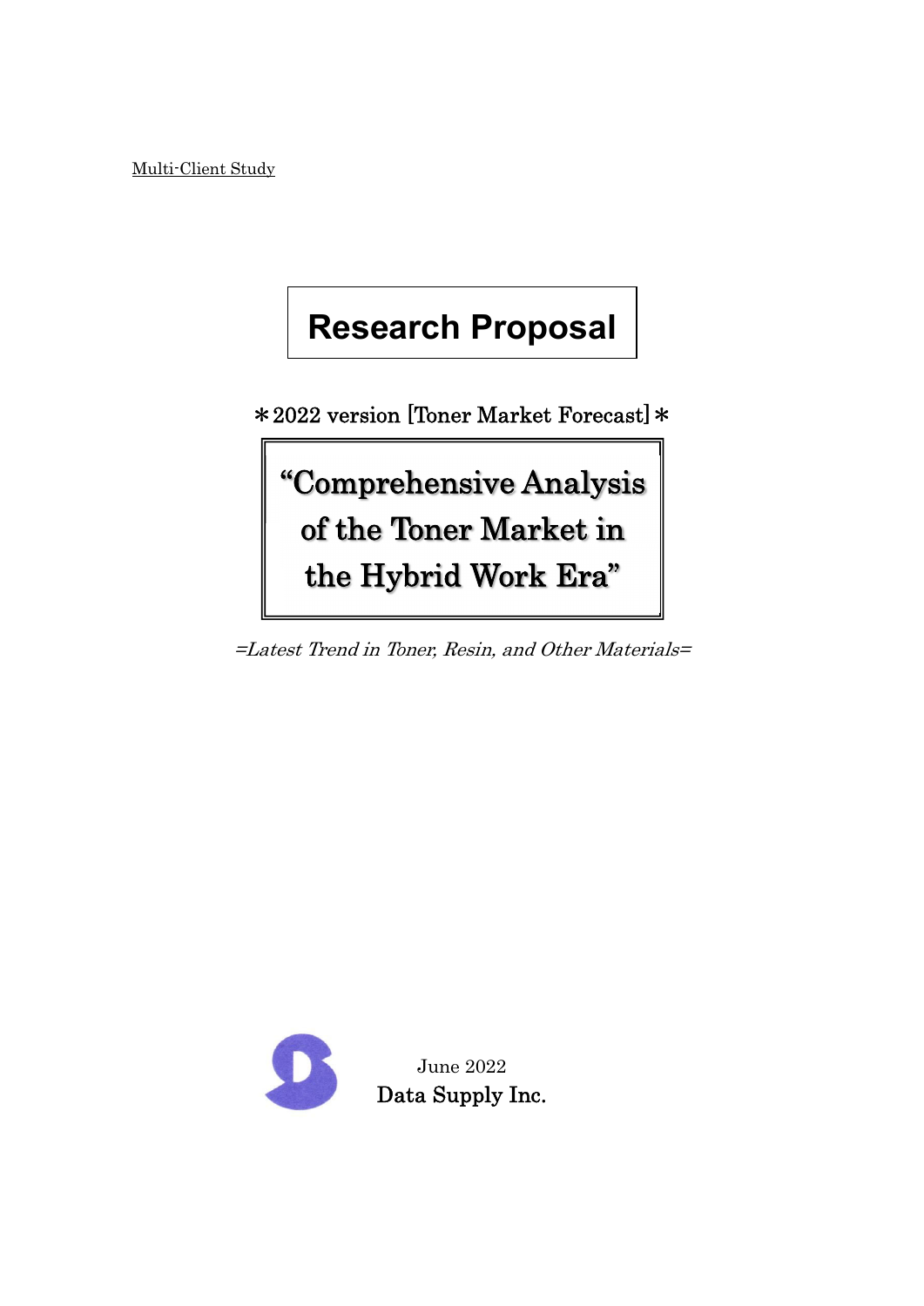Multi-Client Study

# Research Proposal

＊2022 version [Toner Market Forecast]＊

## "Comprehensive Analysis of the Toner Market in the Hybrid Work Era"

*=Latest Trend in Toner, Resin, and Other Materials=*

June 2022

Data Supply Inc.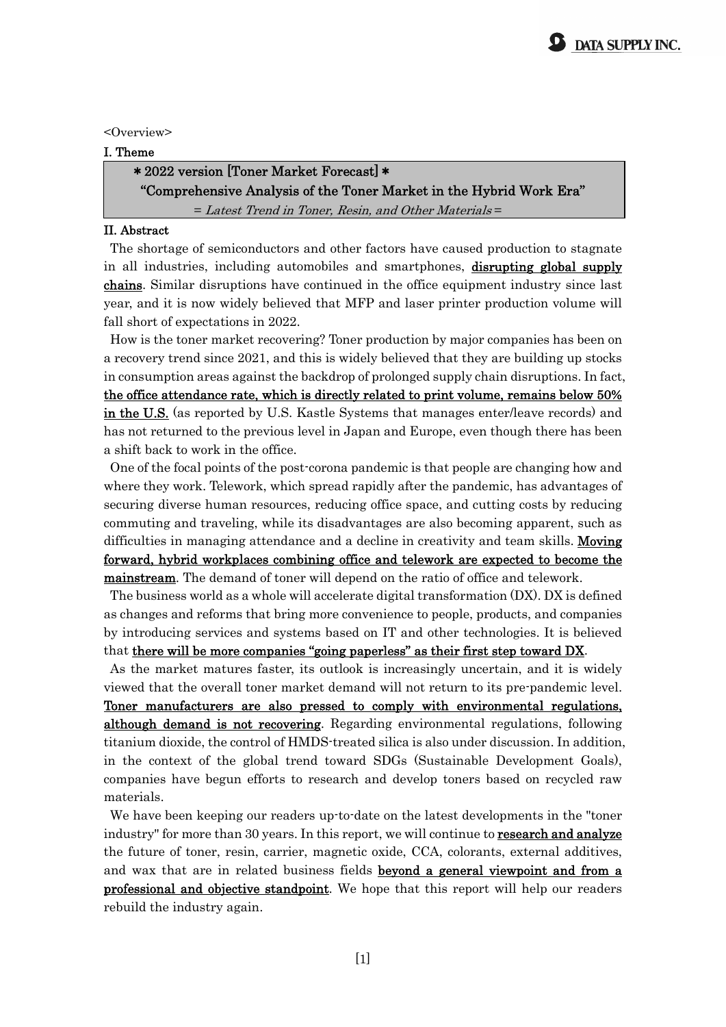<Overview>

## I. Theme

> ＊2022 version [Toner Market Forecast]＊
> **"Comprehensive Analysis of the Toner Market in the Hybrid Work Era"**
> = *Latest Trend in Toner, Resin, and Other Materials* =

## II. Abstract

The shortage of semiconductors and other factors have caused production to stagnate in all industries, including automobiles and smartphones, **disrupting global supply chains**. Similar disruptions have continued in the office equipment industry since last year, and it is now widely believed that MFP and laser printer production volume will fall short of expectations in 2022.

How is the toner market recovering? Toner production by major companies has been on a recovery trend since 2021, and this is widely believed that they are building up stocks in consumption areas against the backdrop of prolonged supply chain disruptions. In fact, **the office attendance rate, which is directly related to print volume, remains below 50% in the U.S.** (as reported by U.S. Kastle Systems that manages enter/leave records) and has not returned to the previous level in Japan and Europe, even though there has been a shift back to work in the office.

One of the focal points of the post-corona pandemic is that people are changing how and where they work. Telework, which spread rapidly after the pandemic, has advantages of securing diverse human resources, reducing office space, and cutting costs by reducing commuting and traveling, while its disadvantages are also becoming apparent, such as difficulties in managing attendance and a decline in creativity and team skills. **Moving forward, hybrid workplaces combining office and telework are expected to become the mainstream**. The demand of toner will depend on the ratio of office and telework.

The business world as a whole will accelerate digital transformation (DX). DX is defined as changes and reforms that bring more convenience to people, products, and companies by introducing services and systems based on IT and other technologies. It is believed that **there will be more companies "going paperless" as their first step toward DX**.

As the market matures faster, its outlook is increasingly uncertain, and it is widely viewed that the overall toner market demand will not return to its pre-pandemic level. **Toner manufacturers are also pressed to comply with environmental regulations, although demand is not recovering**. Regarding environmental regulations, following titanium dioxide, the control of HMDS-treated silica is also under discussion. In addition, in the context of the global trend toward SDGs (Sustainable Development Goals), companies have begun efforts to research and develop toners based on recycled raw materials.

We have been keeping our readers up-to-date on the latest developments in the "toner industry" for more than 30 years. In this report, we will continue to **research and analyze** the future of toner, resin, carrier, magnetic oxide, CCA, colorants, external additives, and wax that are in related business fields **beyond a general viewpoint and from a professional and objective standpoint**. We hope that this report will help our readers rebuild the industry again.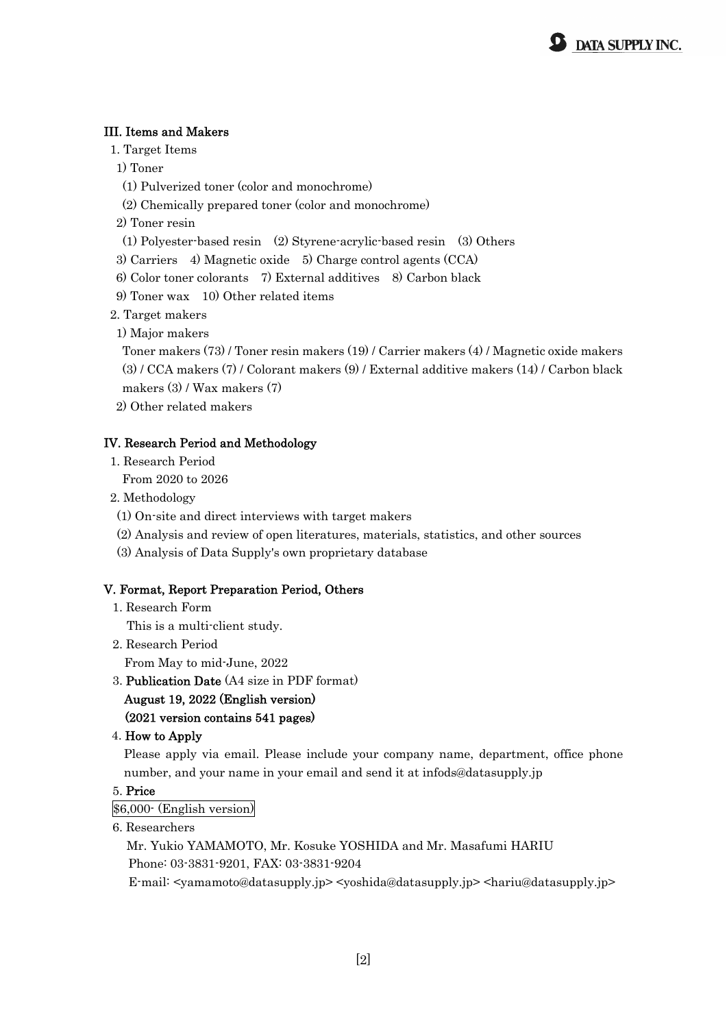## III. Items and Makers

1. Target Items
   1) Toner
      (1) Pulverized toner (color and monochrome)
      (2) Chemically prepared toner (color and monochrome)
   2) Toner resin
      (1) Polyester-based resin (2) Styrene-acrylic-based resin (3) Others
   3) Carriers 4) Magnetic oxide 5) Charge control agents (CCA)
   6) Color toner colorants 7) External additives 8) Carbon black
   9) Toner wax 10) Other related items
2. Target makers
   1) Major makers
      Toner makers (73) / Toner resin makers (19) / Carrier makers (4) / Magnetic oxide makers (3) / CCA makers (7) / Colorant makers (9) / External additive makers (14) / Carbon black makers (3) / Wax makers (7)
   2) Other related makers

## IV. Research Period and Methodology

1. Research Period
   From 2020 to 2026
2. Methodology
   (1) On-site and direct interviews with target makers
   (2) Analysis and review of open literatures, materials, statistics, and other sources
   (3) Analysis of Data Supply's own proprietary database

## V. Format, Report Preparation Period, Others

1. Research Form
   This is a multi-client study.
2. Research Period
   From May to mid-June, 2022
3. **Publication Date** (A4 size in PDF format)
   **August 19, 2022 (English version)**
   **(2021 version contains 541 pages)**
4. **How to Apply**
   Please apply via email. Please include your company name, department, office phone number, and your name in your email and send it at infods@datasupply.jp
5. **Price**
   $6,000- (English version)
6. Researchers
   Mr. Yukio YAMAMOTO, Mr. Kosuke YOSHIDA and Mr. Masafumi HARIU
   Phone: 03-3831-9201, FAX: 03-3831-9204
   E-mail: <yamamoto@datasupply.jp> <yoshida@datasupply.jp> <hariu@datasupply.jp>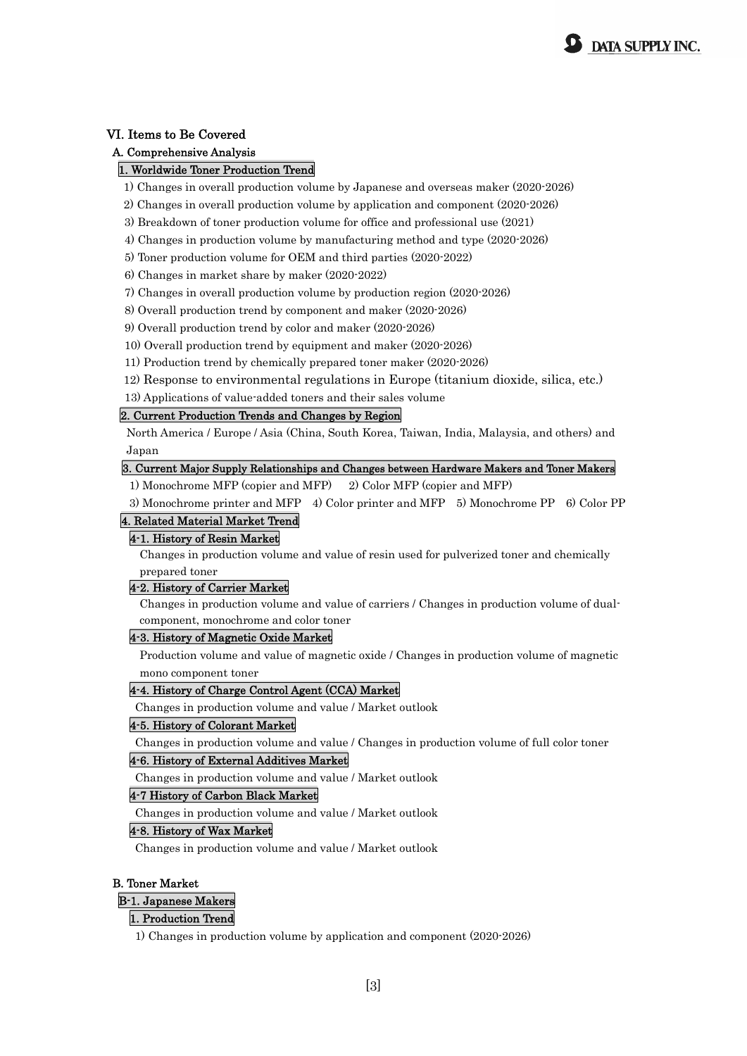## VI. Items to Be Covered

### A. Comprehensive Analysis

#### 1. Worldwide Toner Production Trend

1) Changes in overall production volume by Japanese and overseas maker (2020-2026)
2) Changes in overall production volume by application and component (2020-2026)
3) Breakdown of toner production volume for office and professional use (2021)
4) Changes in production volume by manufacturing method and type (2020-2026)
5) Toner production volume for OEM and third parties (2020-2022)
6) Changes in market share by maker (2020-2022)
7) Changes in overall production volume by production region (2020-2026)
8) Overall production trend by component and maker (2020-2026)
9) Overall production trend by color and maker (2020-2026)
10) Overall production trend by equipment and maker (2020-2026)
11) Production trend by chemically prepared toner maker (2020-2026)
12) Response to environmental regulations in Europe (titanium dioxide, silica, etc.)
13) Applications of value-added toners and their sales volume

#### 2. Current Production Trends and Changes by Region

North America / Europe / Asia (China, South Korea, Taiwan, India, Malaysia, and others) and Japan

#### 3. Current Major Supply Relationships and Changes between Hardware Makers and Toner Makers

1) Monochrome MFP (copier and MFP) 2) Color MFP (copier and MFP)
3) Monochrome printer and MFP 4) Color printer and MFP 5) Monochrome PP 6) Color PP

#### 4. Related Material Market Trend

##### 4-1. History of Resin Market

Changes in production volume and value of resin used for pulverized toner and chemically prepared toner

##### 4-2. History of Carrier Market

Changes in production volume and value of carriers / Changes in production volume of dual-component, monochrome and color toner

##### 4-3. History of Magnetic Oxide Market

Production volume and value of magnetic oxide / Changes in production volume of magnetic mono component toner

##### 4-4. History of Charge Control Agent (CCA) Market

Changes in production volume and value / Market outlook

##### 4-5. History of Colorant Market

Changes in production volume and value / Changes in production volume of full color toner

##### 4-6. History of External Additives Market

Changes in production volume and value / Market outlook

##### 4-7 History of Carbon Black Market

Changes in production volume and value / Market outlook

##### 4-8. History of Wax Market

Changes in production volume and value / Market outlook

### B. Toner Market

#### B-1. Japanese Makers

##### 1. Production Trend

1) Changes in production volume by application and component (2020-2026)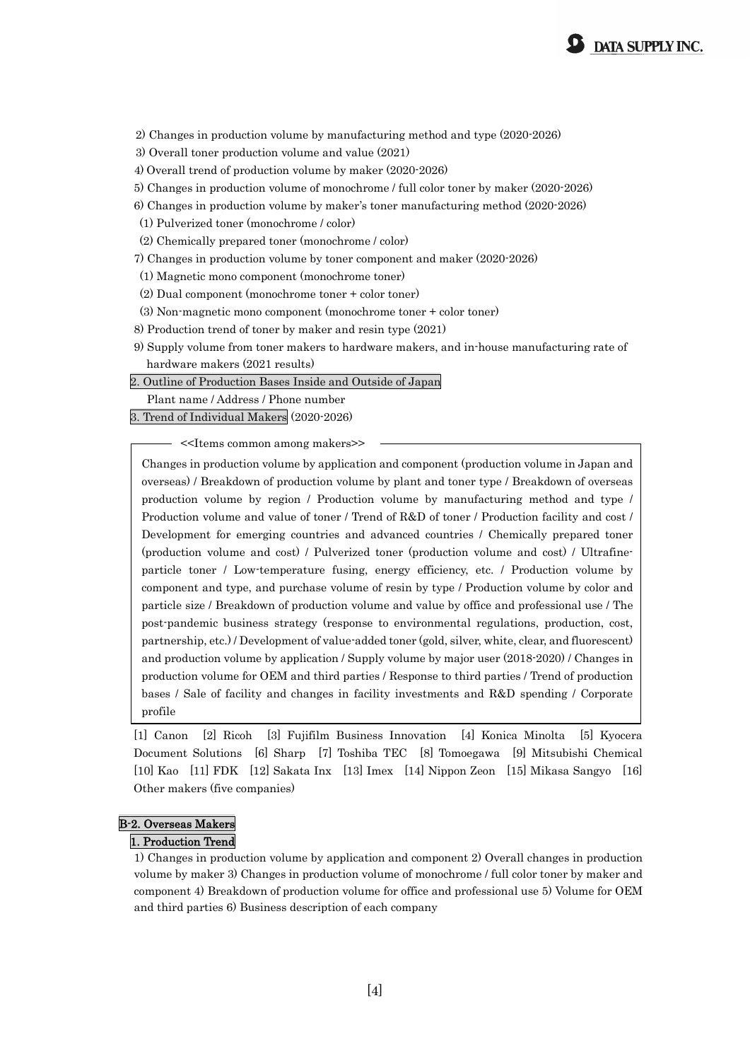2) Changes in production volume by manufacturing method and type (2020-2026)

3) Overall toner production volume and value (2021)

4) Overall trend of production volume by maker (2020-2026)

5) Changes in production volume of monochrome / full color toner by maker (2020-2026)

6) Changes in production volume by maker's toner manufacturing method (2020-2026)

(1) Pulverized toner (monochrome / color)

(2) Chemically prepared toner (monochrome / color)

7) Changes in production volume by toner component and maker (2020-2026)

(1) Magnetic mono component (monochrome toner)

(2) Dual component (monochrome toner + color toner)

(3) Non-magnetic mono component (monochrome toner + color toner)

8) Production trend of toner by maker and resin type (2021)

9) Supply volume from toner makers to hardware makers, and in-house manufacturing rate of hardware makers (2021 results)

### 2. Outline of Production Bases Inside and Outside of Japan

Plant name / Address / Phone number

### 3. Trend of Individual Makers (2020-2026)

<<Items common among makers>>

Changes in production volume by application and component (production volume in Japan and overseas) / Breakdown of production volume by plant and toner type / Breakdown of overseas production volume by region / Production volume by manufacturing method and type / Production volume and value of toner / Trend of R&D of toner / Production facility and cost / Development for emerging countries and advanced countries / Chemically prepared toner (production volume and cost) / Pulverized toner (production volume and cost) / Ultrafine-particle toner / Low-temperature fusing, energy efficiency, etc. / Production volume by component and type, and purchase volume of resin by type / Production volume by color and particle size / Breakdown of production volume and value by office and professional use / The post-pandemic business strategy (response to environmental regulations, production, cost, partnership, etc.) / Development of value-added toner (gold, silver, white, clear, and fluorescent) and production volume by application / Supply volume by major user (2018-2020) / Changes in production volume for OEM and third parties / Response to third parties / Trend of production bases / Sale of facility and changes in facility investments and R&D spending / Corporate profile

[1] Canon [2] Ricoh [3] Fujifilm Business Innovation [4] Konica Minolta [5] Kyocera Document Solutions [6] Sharp [7] Toshiba TEC [8] Tomoegawa [9] Mitsubishi Chemical [10] Kao [11] FDK [12] Sakata Inx [13] Imex [14] Nippon Zeon [15] Mikasa Sangyo [16] Other makers (five companies)

## B-2. Overseas Makers

### 1. Production Trend

1) Changes in production volume by application and component 2) Overall changes in production volume by maker 3) Changes in production volume of monochrome / full color toner by maker and component 4) Breakdown of production volume for office and professional use 5) Volume for OEM and third parties 6) Business description of each company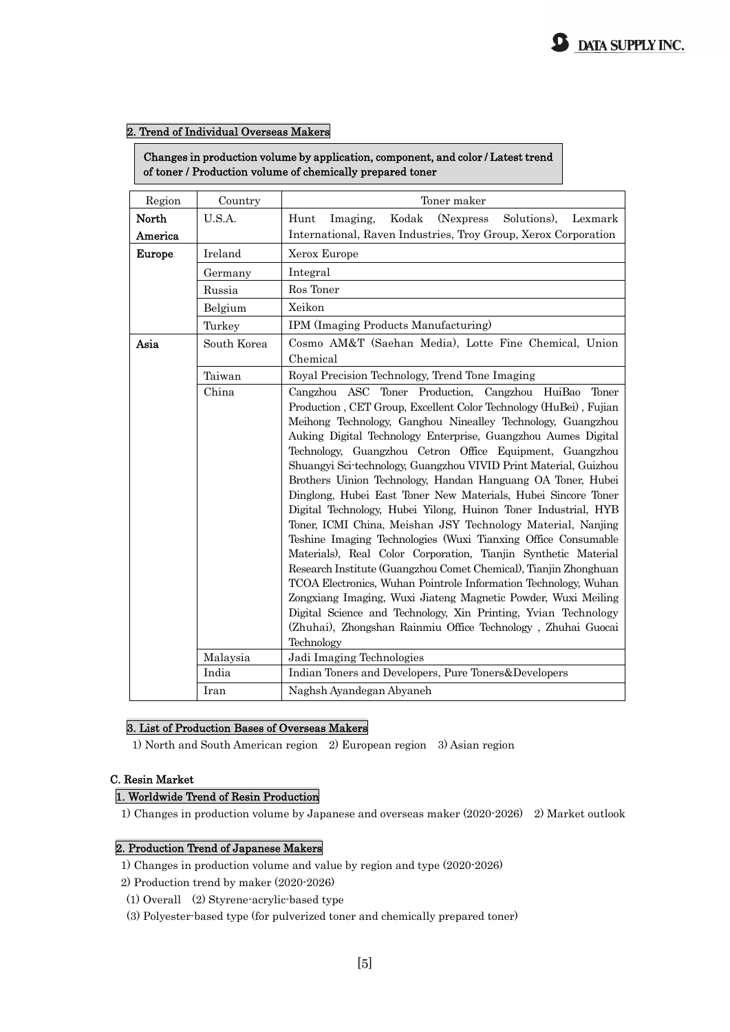## 2. Trend of Individual Overseas Makers

**Changes in production volume by application, component, and color / Latest trend of toner / Production volume of chemically prepared toner**

| Region | Country | Toner maker |
|---|---|---|
| **North America** | U.S.A. | Hunt Imaging, Kodak (Nexpress Solutions), Lexmark International, Raven Industries, Troy Group, Xerox Corporation |
| **Europe** | Ireland | Xerox Europe |
| | Germany | Integral |
| | Russia | Ros Toner |
| | Belgium | Xeikon |
| | Turkey | IPM (Imaging Products Manufacturing) |
| **Asia** | South Korea | Cosmo AM&T (Saehan Media), Lotte Fine Chemical, Union Chemical |
| | Taiwan | Royal Precision Technology, Trend Tone Imaging |
| | China | Cangzhou ASC Toner Production, Cangzhou HuiBao Toner Production , CET Group, Excellent Color Technology (HuBei) , Fujian Meihong Technology, Ganghou Ninealley Technology, Guangzhou Auking Digital Technology Enterprise, Guangzhou Aumes Digital Technology, Guangzhou Cetron Office Equipment, Guangzhou Shuangyi Sci-technology, Guangzhou VIVID Print Material, Guizhou Brothers Uinion Technology, Handan Hanguang OA Toner, Hubei Dinglong, Hubei East Toner New Materials, Hubei Sincore Toner Digital Technology, Hubei Yilong, Huinon Toner Industrial, HYB Toner, ICMI China, Meishan JSY Technology Material, Nanjing Teshine Imaging Technologies (Wuxi Tianxing Office Consumable Materials), Real Color Corporation, Tianjin Synthetic Material Research Institute (Guangzhou Comet Chemical), Tianjin Zhonghuan TCOA Electronics, Wuhan Pointrole Information Technology, Wuhan Zongxiang Imaging, Wuxi Jiateng Magnetic Powder, Wuxi Meiling Digital Science and Technology, Xin Printing, Yvian Technology (Zhuhai), Zhongshan Rainmiu Office Technology , Zhuhai Guocai Technology |
| | Malaysia | Jadi Imaging Technologies |
| | India | Indian Toners and Developers, Pure Toners&Developers |
| | Iran | Naghsh Ayandegan Abyaneh |

## 3. List of Production Bases of Overseas Makers

1) North and South American region 2) European region 3) Asian region

# C. Resin Market

## 1. Worldwide Trend of Resin Production

1) Changes in production volume by Japanese and overseas maker (2020-2026) 2) Market outlook

## 2. Production Trend of Japanese Makers

1) Changes in production volume and value by region and type (2020-2026)

2) Production trend by maker (2020-2026)

(1) Overall (2) Styrene-acrylic-based type

(3) Polyester-based type (for pulverized toner and chemically prepared toner)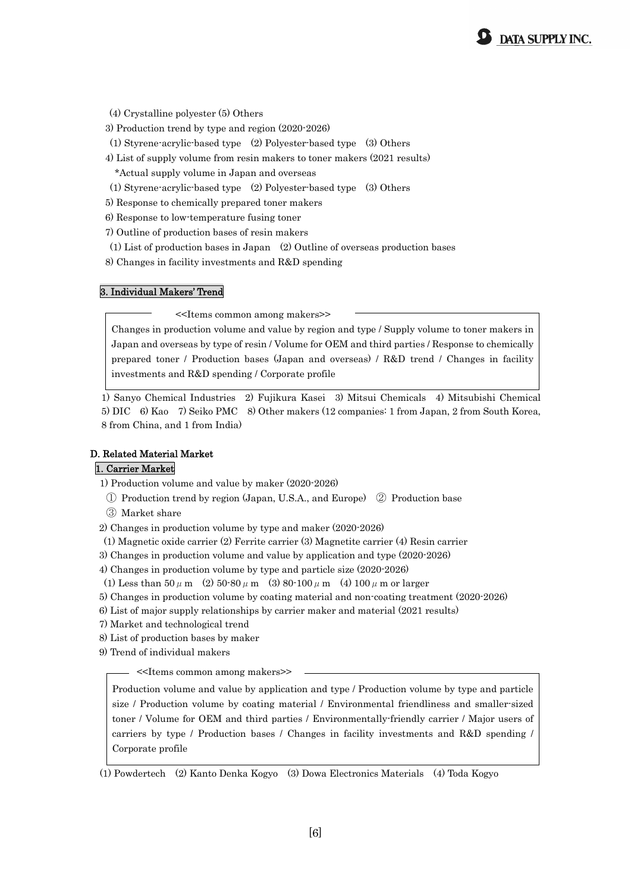(4) Crystalline polyester (5) Others

3) Production trend by type and region (2020-2026)

(1) Styrene-acrylic-based type (2) Polyester-based type (3) Others

4) List of supply volume from resin makers to toner makers (2021 results)

*Actual supply volume in Japan and overseas

(1) Styrene-acrylic-based type (2) Polyester-based type (3) Others

5) Response to chemically prepared toner makers

6) Response to low-temperature fusing toner

7) Outline of production bases of resin makers

(1) List of production bases in Japan (2) Outline of overseas production bases

8) Changes in facility investments and R&D spending

### 3. Individual Makers' Trend

<<Items common among makers>>

Changes in production volume and value by region and type / Supply volume to toner makers in Japan and overseas by type of resin / Volume for OEM and third parties / Response to chemically prepared toner / Production bases (Japan and overseas) / R&D trend / Changes in facility investments and R&D spending / Corporate profile

1) Sanyo Chemical Industries 2) Fujikura Kasei 3) Mitsui Chemicals 4) Mitsubishi Chemical 5) DIC 6) Kao 7) Seiko PMC 8) Other makers (12 companies: 1 from Japan, 2 from South Korea, 8 from China, and 1 from India)

## D. Related Material Market

### 1. Carrier Market

1) Production volume and value by maker (2020-2026)

① Production trend by region (Japan, U.S.A., and Europe) ② Production base

③ Market share

2) Changes in production volume by type and maker (2020-2026)

(1) Magnetic oxide carrier (2) Ferrite carrier (3) Magnetite carrier (4) Resin carrier

3) Changes in production volume and value by application and type (2020-2026)

4) Changes in production volume by type and particle size (2020-2026)

(1) Less than 50 $\mu$m (2) 50-80 $\mu$m (3) 80-100 $\mu$m (4) 100 $\mu$m or larger

5) Changes in production volume by coating material and non-coating treatment (2020-2026)

6) List of major supply relationships by carrier maker and material (2021 results)

7) Market and technological trend

8) List of production bases by maker

9) Trend of individual makers

<<Items common among makers>>

Production volume and value by application and type / Production volume by type and particle size / Production volume by coating material / Environmental friendliness and smaller-sized toner / Volume for OEM and third parties / Environmentally-friendly carrier / Major users of carriers by type / Production bases / Changes in facility investments and R&D spending / Corporate profile

(1) Powdertech (2) Kanto Denka Kogyo (3) Dowa Electronics Materials (4) Toda Kogyo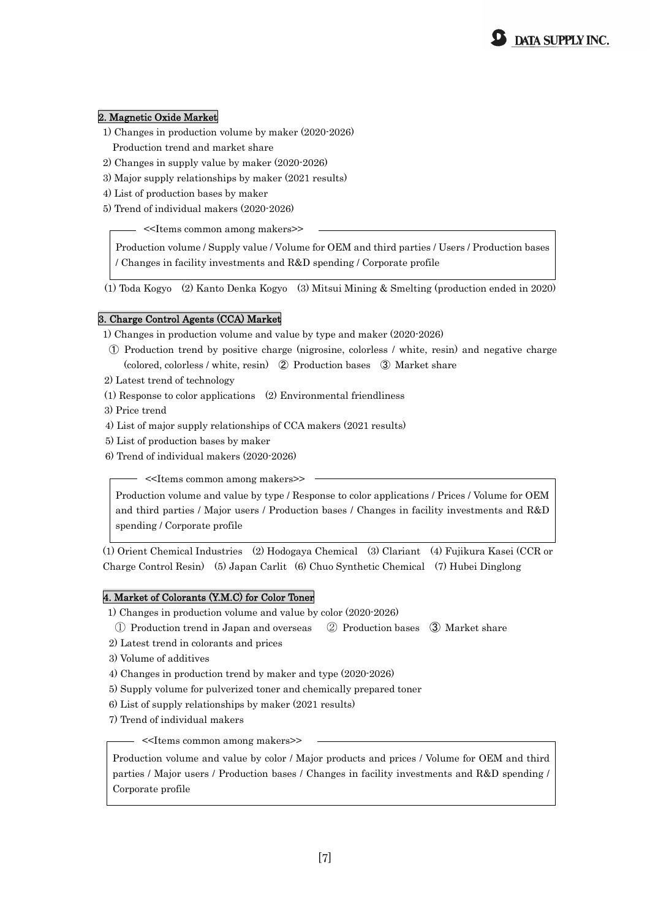## 2. Magnetic Oxide Market

1) Changes in production volume by maker (2020-2026)
   Production trend and market share
2) Changes in supply value by maker (2020-2026)
3) Major supply relationships by maker (2021 results)
4) List of production bases by maker
5) Trend of individual makers (2020-2026)

<<Items common among makers>>

Production volume / Supply value / Volume for OEM and third parties / Users / Production bases / Changes in facility investments and R&D spending / Corporate profile

(1) Toda Kogyo (2) Kanto Denka Kogyo (3) Mitsui Mining & Smelting (production ended in 2020)

## 3. Charge Control Agents (CCA) Market

1) Changes in production volume and value by type and maker (2020-2026)
   ① Production trend by positive charge (nigrosine, colorless / white, resin) and negative charge (colored, colorless / white, resin) ② Production bases ③ Market share
2) Latest trend of technology
(1) Response to color applications (2) Environmental friendliness
3) Price trend
4) List of major supply relationships of CCA makers (2021 results)
5) List of production bases by maker
6) Trend of individual makers (2020-2026)

<<Items common among makers>>

Production volume and value by type / Response to color applications / Prices / Volume for OEM and third parties / Major users / Production bases / Changes in facility investments and R&D spending / Corporate profile

(1) Orient Chemical Industries (2) Hodogaya Chemical (3) Clariant (4) Fujikura Kasei (CCR or Charge Control Resin) (5) Japan Carlit (6) Chuo Synthetic Chemical (7) Hubei Dinglong

## 4. Market of Colorants (Y.M.C) for Color Toner

1) Changes in production volume and value by color (2020-2026)
   ① Production trend in Japan and overseas ② Production bases ③ Market share
2) Latest trend in colorants and prices
3) Volume of additives
4) Changes in production trend by maker and type (2020-2026)
5) Supply volume for pulverized toner and chemically prepared toner
6) List of supply relationships by maker (2021 results)
7) Trend of individual makers

<<Items common among makers>>

Production volume and value by color / Major products and prices / Volume for OEM and third parties / Major users / Production bases / Changes in facility investments and R&D spending / Corporate profile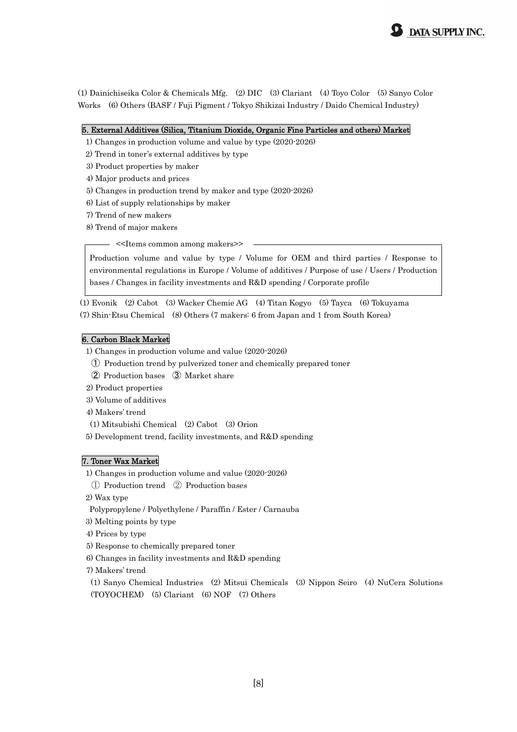(1) Dainichiseika Color & Chemicals Mfg.　(2) DIC　(3) Clariant　(4) Toyo Color　(5) Sanyo Color Works　(6) Others (BASF / Fuji Pigment / Tokyo Shikizai Industry / Daido Chemical Industry)

## 5. External Additives (Silica, Titanium Dioxide, Organic Fine Particles and others) Market

1) Changes in production volume and value by type (2020-2026)
2) Trend in toner's external additives by type
3) Product properties by maker
4) Major products and prices
5) Changes in production trend by maker and type (2020-2026)
6) List of supply relationships by maker
7) Trend of new makers
8) Trend of major makers

<<Items common among makers>>

Production volume and value by type / Volume for OEM and third parties / Response to environmental regulations in Europe / Volume of additives / Purpose of use / Users / Production bases / Changes in facility investments and R&D spending / Corporate profile

(1) Evonik　(2) Cabot　(3) Wacker Chemie AG　(4) Titan Kogyo　(5) Tayca　(6) Tokuyama
(7) Shin-Etsu Chemical　(8) Others (7 makers: 6 from Japan and 1 from South Korea)

## 6. Carbon Black Market

1) Changes in production volume and value (2020-2026)
　① Production trend by pulverized toner and chemically prepared toner
　② Production bases　③ Market share
2) Product properties
3) Volume of additives
4) Makers' trend
　(1) Mitsubishi Chemical　(2) Cabot　(3) Orion
5) Development trend, facility investments, and R&D spending

## 7. Toner Wax Market

1) Changes in production volume and value (2020-2026)
　① Production trend　② Production bases
2) Wax type
　Polypropylene / Polyethylene / Paraffin / Ester / Carnauba
3) Melting points by type
4) Prices by type
5) Response to chemically prepared toner
6) Changes in facility investments and R&D spending
7) Makers' trend
　(1) Sanyo Chemical Industries　(2) Mitsui Chemicals　(3) Nippon Seiro　(4) NuCera Solutions (TOYOCHEM)　(5) Clariant　(6) NOF　(7) Others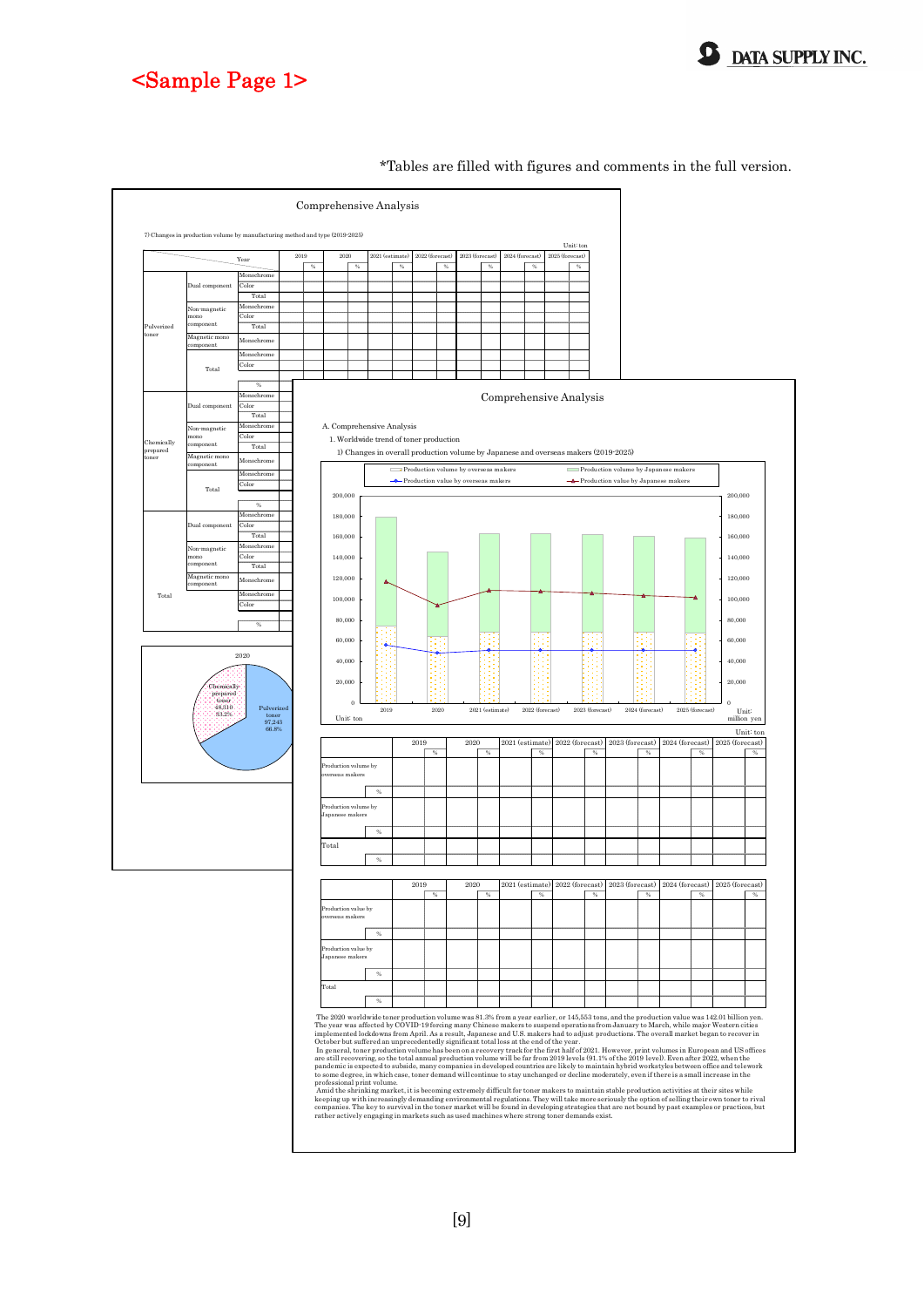# <Sample Page 1>

*Tables are filled with figures and comments in the full version.

## Comprehensive Analysis

7) Changes in production volume by manufacturing method and type (2019-2025)

Unit: ton

| | | Year | 2019 | % | 2020 | % | 2021 (estimate) | % | 2022 (forecast) | % | 2023 (forecast) | % | 2024 (forecast) | % | 2025 (forecast) | % |
|---|---|---|---|---|---|---|---|---|---|---|---|---|---|---|---|---|
| Pulverized toner | Dual component | Monochrome | | | | | | | | | | | | | | |
| | | Color | | | | | | | | | | | | | | |
| | | Total | | | | | | | | | | | | | | |
| | Non-magnetic mono component | Monochrome | | | | | | | | | | | | | | |
| | | Color | | | | | | | | | | | | | | |
| | | Total | | | | | | | | | | | | | | |
| | Magnetic mono component | Monochrome | | | | | | | | | | | | | | |
| | Total | Monochrome | | | | | | | | | | | | | | |
| | | Color | | | | | | | | | | | | | | |
| | | | | | | | | | | | | | | | | |
| | | % | | | | | | | | | | | | | | |
| Chemically prepared toner | Dual component | Monochrome | | | | | | | | | | | | | | |
| | | Color | | | | | | | | | | | | | | |
| | | Total | | | | | | | | | | | | | | |
| | Non-magnetic mono component | Monochrome | | | | | | | | | | | | | | |
| | | Color | | | | | | | | | | | | | | |
| | | Total | | | | | | | | | | | | | | |
| | Magnetic mono component | Monochrome | | | | | | | | | | | | | | |
| | Total | Monochrome | | | | | | | | | | | | | | |
| | | Color | | | | | | | | | | | | | | |
| | | | | | | | | | | | | | | | | |
| | | % | | | | | | | | | | | | | | |
| Total | Dual component | Monochrome | | | | | | | | | | | | | | |
| | | Color | | | | | | | | | | | | | | |
| | | Total | | | | | | | | | | | | | | |
| | Non-magnetic mono component | Monochrome | | | | | | | | | | | | | | |
| | | Color | | | | | | | | | | | | | | |
| | | Total | | | | | | | | | | | | | | |
| | Magnetic mono component | Monochrome | | | | | | | | | | | | | | |
| | | Monochrome | | | | | | | | | | | | | | |
| | | Color | | | | | | | | | | | | | | |
| | | | | | | | | | | | | | | | | |
| | | % | | | | | | | | | | | | | | |

2020: Chemically prepared toner 48,010 (33.2%); Pulverized toner 97,243 (66.8%)

## Comprehensive Analysis

A. Comprehensive Analysis

1. Worldwide trend of toner production

1) Changes in overall production volume by Japanese and overseas makers (2019-2025)

Legend: Production volume by overseas makers; Production volume by Japanese makers; Production value by overseas makers; Production value by Japanese makers

Unit: ton / Unit: million yen

Unit: ton

| | | 2019 | % | 2020 | % | 2021 (estimate) | % | 2022 (forecast) | % | 2023 (forecast) | % | 2024 (forecast) | % | 2025 (forecast) | % |
|---|---|---|---|---|---|---|---|---|---|---|---|---|---|---|---|
| Production volume by overseas makers | | | | | | | | | | | | | | | |
| | % | | | | | | | | | | | | | | |
| Production volume by Japanese makers | | | | | | | | | | | | | | | |
| | % | | | | | | | | | | | | | | |
| Total | | | | | | | | | | | | | | | |
| | % | | | | | | | | | | | | | | |

| | | 2019 | % | 2020 | % | 2021 (estimate) | % | 2022 (forecast) | % | 2023 (forecast) | % | 2024 (forecast) | % | 2025 (forecast) | % |
|---|---|---|---|---|---|---|---|---|---|---|---|---|---|---|---|
| Production value by overseas makers | | | | | | | | | | | | | | | |
| | % | | | | | | | | | | | | | | |
| Production value by Japanese makers | | | | | | | | | | | | | | | |
| | % | | | | | | | | | | | | | | |
| Total | | | | | | | | | | | | | | | |
| | % | | | | | | | | | | | | | | |

The 2020 worldwide toner production volume was 81.3% from a year earlier, or 145,553 tons, and the production value was 142.01 billion yen. The year was affected by COVID-19 forcing many Chinese makers to suspend operations from January to March, while major Western cities implemented lockdowns from April. As a result, Japanese and U.S. makers had to adjust productions. The overall market began to recover in October but suffered an unprecedentedly significant total loss at the end of the year.

In general, toner production volume has been on a recovery track for the first half of 2021. However, print volumes in European and US offices are still recovering, so the total annual production volume will be far from 2019 levels (91.1% of the 2019 level). Even after 2022, when the pandemic is expected to subside, many companies in developed countries are likely to maintain hybrid workstyles between office and telework to some degree, in which case, toner demand will continue to stay unchanged or decline moderately, even if there is a small increase in the professional print volume.

Amid the shrinking market, it is becoming extremely difficult for toner makers to maintain stable production activities at their sites while keeping up with increasingly demanding environmental regulations. They will take more seriously the option of selling their own toner to rival companies. The key to survival in the toner market will be found in developing strategies that are not bound by past examples or practices, but rather actively engaging in markets such as used machines where strong toner demands exist.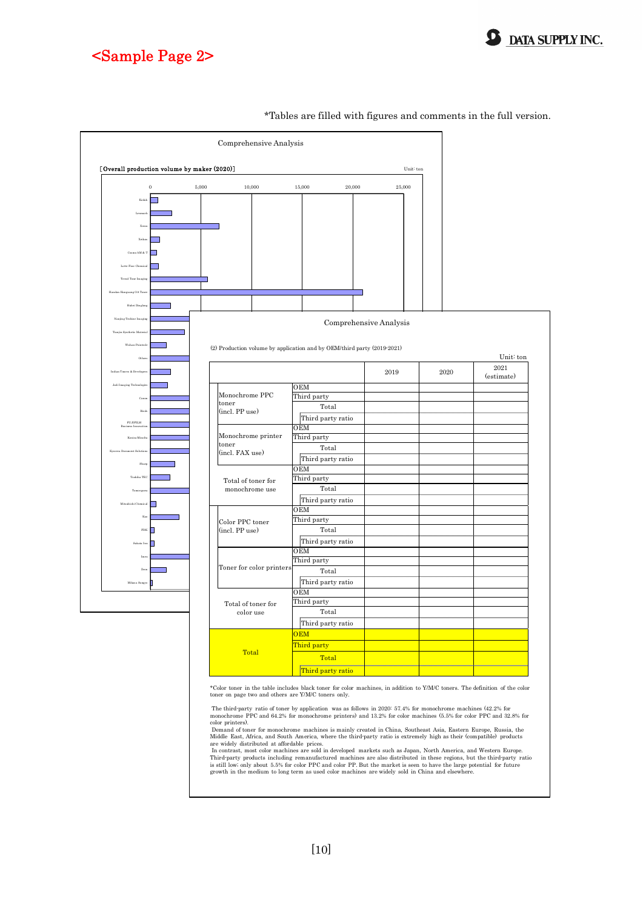# <Sample Page 2>

*Tables are filled with figures and comments in the full version.

Comprehensive Analysis

[Overall production volume by maker (2020)]

Unit: ton

| Maker |
|---|
| Kodak |
| Lexmark |
| Xerox |
| Xeikon |
| Cosmo AM & T |
| Lotte Fine Chemical |
| Trend Tone Imaging |
| Handan Hengyong OA Toner |
| Hubei Dinglong |
| Nanjing Yeshine Imaging |
| Tianjin Synthetic Material |
| Wuhan Pointrole |
| Others |
| Indian Toners & Developers |
| Aali Imaging Technologies |
| Canon |
| Ricoh |
| FUJIFILM Business Innovation |
| Konica Minolta |
| Kyocera Document Solutions |
| Sharp |
| Toshiba TEC |
| Tomoegawa |
| Mitsubishi Chemical |
| Kao |
| PDK |
| Sakata Inx |
| Imex |
| Zeon |
| Mikasa Sangyo |

Comprehensive Analysis

(2) Production volume by application and by OEM/third party (2019-2021)

Unit: ton

| | | 2019 | 2020 | 2021 (estimate) |
|---|---|---|---|---|
| Monochrome PPC toner (incl. PP use) | OEM | | | |
| | Third party | | | |
| | Total | | | |
| | Third party ratio | | | |
| Monochrome printer toner (incl. FAX use) | OEM | | | |
| | Third party | | | |
| | Total | | | |
| | Third party ratio | | | |
| Total of toner for monochrome use | OEM | | | |
| | Third party | | | |
| | Total | | | |
| | Third party ratio | | | |
| Color PPC toner (incl. PP use) | OEM | | | |
| | Third party | | | |
| | Total | | | |
| | Third party ratio | | | |
| Toner for color printers | OEM | | | |
| | Third party | | | |
| | Total | | | |
| | Third party ratio | | | |
| Total of toner for color use | OEM | | | |
| | Third party | | | |
| | Total | | | |
| | Third party ratio | | | |
| Total | OEM | | | |
| | Third party | | | |
| | Total | | | |
| | Third party ratio | | | |

*Color toner in the table includes black toner for color machines, in addition to Y/M/C toners. The definition of the color toner on page two and others are Y/M/C toners only.

The third-party ratio of toner by application was as follows in 2020: 57.4% for monochrome machines (42.2% for monochrome PPC and 64.2% for monochrome printers) and 13.2% for color machines (5.5% for color PPC and 32.8% for color printers).

Demand of toner for monochrome machines is mainly created in China, Southeast Asia, Eastern Europe, Russia, the Middle East, Africa, and South America, where the third-party ratio is extremely high as their (compatible) products are widely distributed at affordable prices.

In contrast, most color machines are sold in developed markets such as Japan, North America, and Western Europe. Third-party products including remanufactured machines are also distributed in these regions, but the third-party ratio is still low; only about 5.5% for color PPC and color PP. But the market is seen to have the large potential for future growth in the medium to long term as used color machines are widely sold in China and elsewhere.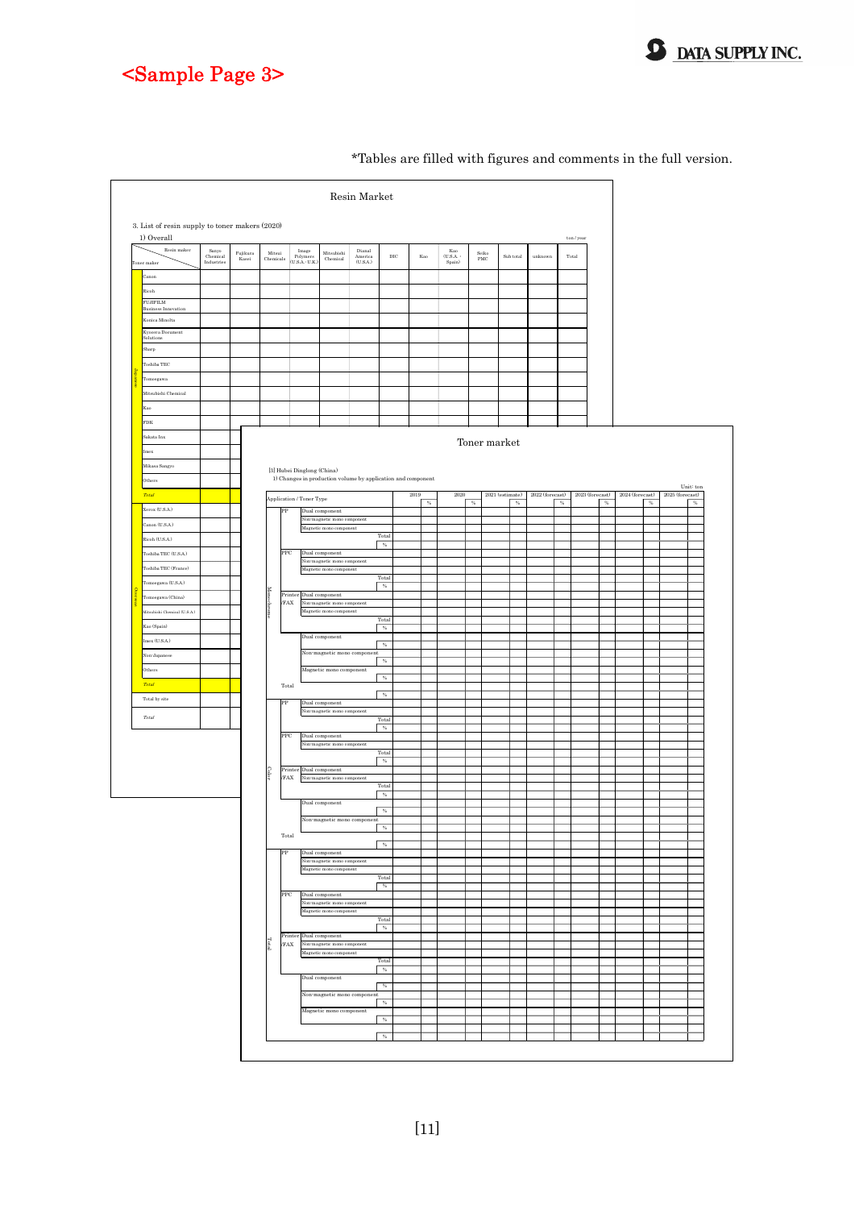# <Sample Page 3>

*Tables are filled with figures and comments in the full version.

## Resin Market

3. List of resin supply to toner makers (2020)

1) Overall

ton / year

| | Toner maker \ Resin maker | Sanyo Chemical Industries | Fujikura Kasei | Mitsui Chemicals | Image Polymers (U.S.A.・U.K.) | Mitsubishi Chemical | Dianal America (U.S.A.) | DIC | Kao | Kao (U.S.A.・Spain) | Seiko PMC | Sub total | unknown | Total |
|---|---|---|---|---|---|---|---|---|---|---|---|---|---|---|
| Japanese | Canon | | | | | | | | | | | | | |
| | Ricoh | | | | | | | | | | | | | |
| | FUJIFILM Business Innovation | | | | | | | | | | | | | |
| | Konica Minolta | | | | | | | | | | | | | |
| | Kyocera Document Solutions | | | | | | | | | | | | | |
| | Sharp | | | | | | | | | | | | | |
| | Toshiba TEC | | | | | | | | | | | | | |
| | Tomoegawa | | | | | | | | | | | | | |
| | Mitsubishi Chemical | | | | | | | | | | | | | |
| | Kao | | | | | | | | | | | | | |
| | FDK | | | | | | | | | | | | | |
| | Sakata Inx | | | | | | | | | | | | | |
| | Imex | | | | | | | | | | | | | |
| | Mikasa Sangyo | | | | | | | | | | | | | |
| | Others | | | | | | | | | | | | | |
| | Total | | | | | | | | | | | | | |
| Overseas | Xerox (U.S.A.) | | | | | | | | | | | | | |
| | Canon (U.S.A.) | | | | | | | | | | | | | |
| | Ricoh (U.S.A.) | | | | | | | | | | | | | |
| | Toshiba TEC (U.S.A.) | | | | | | | | | | | | | |
| | Toshiba TEC (France) | | | | | | | | | | | | | |
| | Tomoegawa (U.S.A.) | | | | | | | | | | | | | |
| | Tomoegawa (China) | | | | | | | | | | | | | |
| | Mitsubishi Chemical (U.S.A.) | | | | | | | | | | | | | |
| | Kao (Spain) | | | | | | | | | | | | | |
| | Imex (U.S.A.) | | | | | | | | | | | | | |
| | Non-Japanese | | | | | | | | | | | | | |
| | Others | | | | | | | | | | | | | |
| | Total | | | | | | | | | | | | | |
| | Total by site | | | | | | | | | | | | | |
| | Total | | | | | | | | | | | | | |

## Toner market

[3] Hubei Dinglong (China)

1) Changes in production volume by application and component

Unit: ton

| | | Application / Toner Type | | 2019 | % | 2020 | % | 2021 (estimate) | % | 2022 (forecast) | % | 2023 (forecast) | % | 2024 (forecast) | % | 2025 (forecast) | % |
|---|---|---|---|---|---|---|---|---|---|---|---|---|---|---|---|---|---|
| Monochrome | PP | Dual component | | | | | | | | | | | | | | | |
| | | Non-magnetic mono component | | | | | | | | | | | | | | | |
| | | Magnetic mono component | | | | | | | | | | | | | | | |
| | | | Total | | | | | | | | | | | | | | |
| | | | % | | | | | | | | | | | | | | |
| | PPC | Dual component | | | | | | | | | | | | | | | |
| | | Non-magnetic mono component | | | | | | | | | | | | | | | |
| | | Magnetic mono component | | | | | | | | | | | | | | | |
| | | | Total | | | | | | | | | | | | | | |
| | | | % | | | | | | | | | | | | | | |
| | Printer /FAX | Dual component | | | | | | | | | | | | | | | |
| | | Non-magnetic mono component | | | | | | | | | | | | | | | |
| | | Magnetic mono component | | | | | | | | | | | | | | | |
| | | | Total | | | | | | | | | | | | | | |
| | | | % | | | | | | | | | | | | | | |
| | Total | Dual component | | | | | | | | | | | | | | | |
| | | | % | | | | | | | | | | | | | | |
| | | Non-magnetic mono component | | | | | | | | | | | | | | | |
| | | | % | | | | | | | | | | | | | | |
| | | Magnetic mono component | | | | | | | | | | | | | | | |
| | | | % | | | | | | | | | | | | | | |
| | | | | | | | | | | | | | | | | | |
| | | | % | | | | | | | | | | | | | | |
| Color | PP | Dual component | | | | | | | | | | | | | | | |
| | | Non-magnetic mono component | | | | | | | | | | | | | | | |
| | | | Total | | | | | | | | | | | | | | |
| | | | % | | | | | | | | | | | | | | |
| | PPC | Dual component | | | | | | | | | | | | | | | |
| | | Non-magnetic mono component | | | | | | | | | | | | | | | |
| | | | Total | | | | | | | | | | | | | | |
| | | | % | | | | | | | | | | | | | | |
| | Printer /FAX | Dual component | | | | | | | | | | | | | | | |
| | | Non-magnetic mono component | | | | | | | | | | | | | | | |
| | | | Total | | | | | | | | | | | | | | |
| | | | % | | | | | | | | | | | | | | |
| | Total | Dual component | | | | | | | | | | | | | | | |
| | | | % | | | | | | | | | | | | | | |
| | | Non-magnetic mono component | | | | | | | | | | | | | | | |
| | | | % | | | | | | | | | | | | | | |
| | | | | | | | | | | | | | | | | | |
| | | | % | | | | | | | | | | | | | | |
| Total | PP | Dual component | | | | | | | | | | | | | | | |
| | | Non-magnetic mono component | | | | | | | | | | | | | | | |
| | | Magnetic mono component | | | | | | | | | | | | | | | |
| | | | Total | | | | | | | | | | | | | | |
| | | | % | | | | | | | | | | | | | | |
| | PPC | Dual component | | | | | | | | | | | | | | | |
| | | Non-magnetic mono component | | | | | | | | | | | | | | | |
| | | Magnetic mono component | | | | | | | | | | | | | | | |
| | | | Total | | | | | | | | | | | | | | |
| | | | % | | | | | | | | | | | | | | |
| | Printer /FAX | Dual component | | | | | | | | | | | | | | | |
| | | Non-magnetic mono component | | | | | | | | | | | | | | | |
| | | Magnetic mono component | | | | | | | | | | | | | | | |
| | | | Total | | | | | | | | | | | | | | |
| | | | % | | | | | | | | | | | | | | |
| | | Dual component | | | | | | | | | | | | | | | |
| | | | % | | | | | | | | | | | | | | |
| | | Non-magnetic mono component | | | | | | | | | | | | | | | |
| | | | % | | | | | | | | | | | | | | |
| | | Magnetic mono component | | | | | | | | | | | | | | | |
| | | | % | | | | | | | | | | | | | | |
| | | | | | | | | | | | | | | | | | |
| | | | % | | | | | | | | | | | | | | |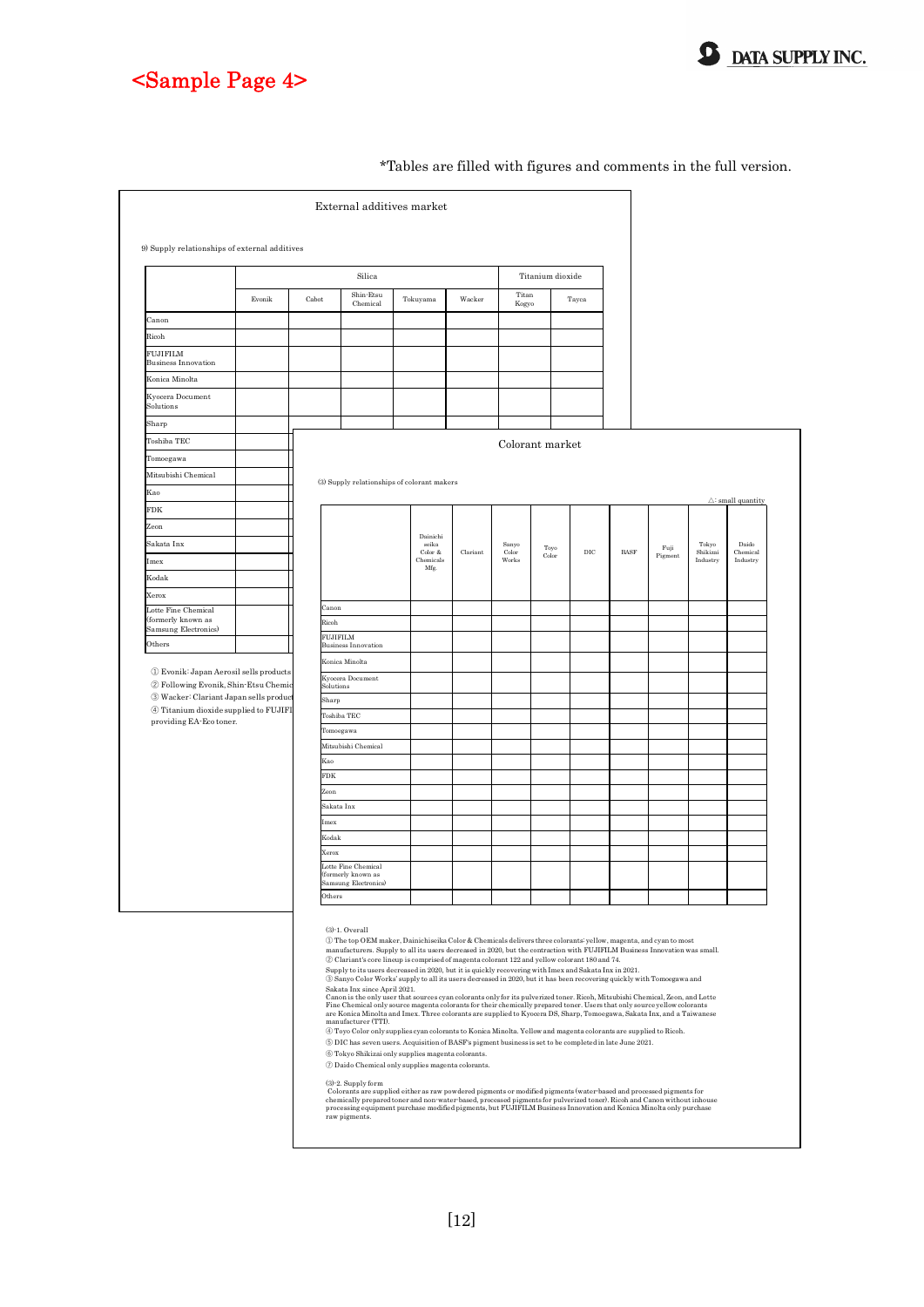# <Sample Page 4>

*Tables are filled with figures and comments in the full version.

## External additives market

9) Supply relationships of external additives

| | Silica | | | | | Titanium dioxide | |
|---|---|---|---|---|---|---|---|
| | Evonik | Cabot | Shin-Etsu Chemical | Tokuyama | Wacker | Titan Kogyo | Tayca |
| Canon | | | | | | | |
| Ricoh | | | | | | | |
| FUJIFILM Business Innovation | | | | | | | |
| Konica Minolta | | | | | | | |
| Kyocera Document Solutions | | | | | | | |
| Sharp | | | | | | | |
| Toshiba TEC | | | | | | | |
| Tomoegawa | | | | | | | |
| Mitsubishi Chemical | | | | | | | |
| Kao | | | | | | | |
| FDK | | | | | | | |
| Zeon | | | | | | | |
| Sakata Inx | | | | | | | |
| Imex | | | | | | | |
| Kodak | | | | | | | |
| Xerox | | | | | | | |
| Lotte Fine Chemical (formerly known as Samsung Electronics) | | | | | | | |
| Others | | | | | | | |

① Evonik: Japan Aerosil sells products
② Following Evonik, Shin-Etsu Chemic
③ Wacker: Clariant Japan sells product
④ Titanium dioxide supplied to FUJIFI providing EA-Eco toner.

## Colorant market

(3) Supply relationships of colorant makers

△: small quantity

| | Dainichiseika Color & Chemicals Mfg. | Clariant | Sanyo Color Works | Toyo Color | DIC | BASF | Fuji Pigment | Tokyo Shikizai Industry | Daido Chemical Industry |
|---|---|---|---|---|---|---|---|---|---|
| Canon | | | | | | | | | |
| Ricoh | | | | | | | | | |
| FUJIFILM Business Innovation | | | | | | | | | |
| Konica Minolta | | | | | | | | | |
| Kyocera Document Solutions | | | | | | | | | |
| Sharp | | | | | | | | | |
| Toshiba TEC | | | | | | | | | |
| Tomoegawa | | | | | | | | | |
| Mitsubishi Chemical | | | | | | | | | |
| Kao | | | | | | | | | |
| FDK | | | | | | | | | |
| Zeon | | | | | | | | | |
| Sakata Inx | | | | | | | | | |
| Imex | | | | | | | | | |
| Kodak | | | | | | | | | |
| Xerox | | | | | | | | | |
| Lotte Fine Chemical (formerly known as Samsung Electronics) | | | | | | | | | |
| Others | | | | | | | | | |

(3)-1. Overall

① The top OEM maker, Dainichiseika Color & Chemicals delivers three colorants: yellow, magenta, and cyan to most manufacturers. Supply to all its users decreased in 2020, but the contraction with FUJIFILM Business Innovation was small.
② Clariant's core lineup is comprised of magenta colorant 122 and yellow colorant 180 and 74. Supply to its users decreased in 2020, but it is quickly recovering with Imex and Sakata Inx in 2021.
③ Sanyo Color Works' supply to all its users decreased in 2020, but it has been recovering quickly with Tomoegawa and Sakata Inx since April 2021. Canon is the only user that sources cyan colorants only for its pulverized toner. Ricoh, Mitsubishi Chemical, Zeon, and Lotte Fine Chemical only source magenta colorants for their chemically prepared toner. Users that only source yellow colorants are Konica Minolta and Imex. Three colorants are supplied to Kyocera DS, Sharp, Tomoegawa, Sakata Inx, and a Taiwanese manufacturer (TTI).
④ Toyo Color only supplies cyan colorants to Konica Minolta. Yellow and magenta colorants are supplied to Ricoh.
⑤ DIC has seven users. Acquisition of BASF's pigment business is set to be completed in late June 2021.
⑥ Tokyo Shikizai only supplies magenta colorants.
⑦ Daido Chemical only supplies magenta colorants.

(3)-2. Supply form

Colorants are supplied either as raw powdered pigments or modified pigments (water-based and processed pigments for chemically prepared toner and non-water-based, processed pigments for pulverized toner). Ricoh and Canon without inhouse processing equipment purchase modified pigments, but FUJIFILM Business Innovation and Konica Minolta only purchase raw pigments.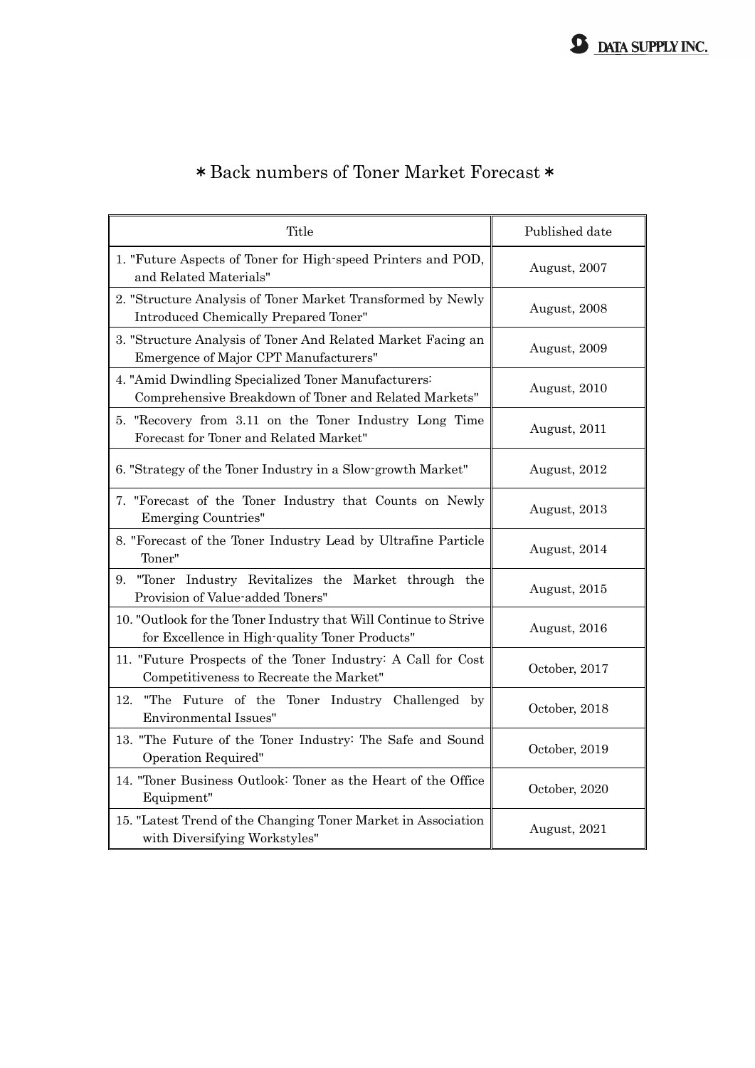# ＊Back numbers of Toner Market Forecast＊

| Title | Published date |
|---|---|
| 1. "Future Aspects of Toner for High-speed Printers and POD, and Related Materials" | August, 2007 |
| 2. "Structure Analysis of Toner Market Transformed by Newly Introduced Chemically Prepared Toner" | August, 2008 |
| 3. "Structure Analysis of Toner And Related Market Facing an Emergence of Major CPT Manufacturers" | August, 2009 |
| 4. "Amid Dwindling Specialized Toner Manufacturers: Comprehensive Breakdown of Toner and Related Markets" | August, 2010 |
| 5. "Recovery from 3.11 on the Toner Industry Long Time Forecast for Toner and Related Market" | August, 2011 |
| 6. "Strategy of the Toner Industry in a Slow-growth Market" | August, 2012 |
| 7. "Forecast of the Toner Industry that Counts on Newly Emerging Countries" | August, 2013 |
| 8. "Forecast of the Toner Industry Lead by Ultrafine Particle Toner" | August, 2014 |
| 9. "Toner Industry Revitalizes the Market through the Provision of Value-added Toners" | August, 2015 |
| 10. "Outlook for the Toner Industry that Will Continue to Strive for Excellence in High-quality Toner Products" | August, 2016 |
| 11. "Future Prospects of the Toner Industry: A Call for Cost Competitiveness to Recreate the Market" | October, 2017 |
| 12. "The Future of the Toner Industry Challenged by Environmental Issues" | October, 2018 |
| 13. "The Future of the Toner Industry: The Safe and Sound Operation Required" | October, 2019 |
| 14. "Toner Business Outlook: Toner as the Heart of the Office Equipment" | October, 2020 |
| 15. "Latest Trend of the Changing Toner Market in Association with Diversifying Workstyles" | August, 2021 |